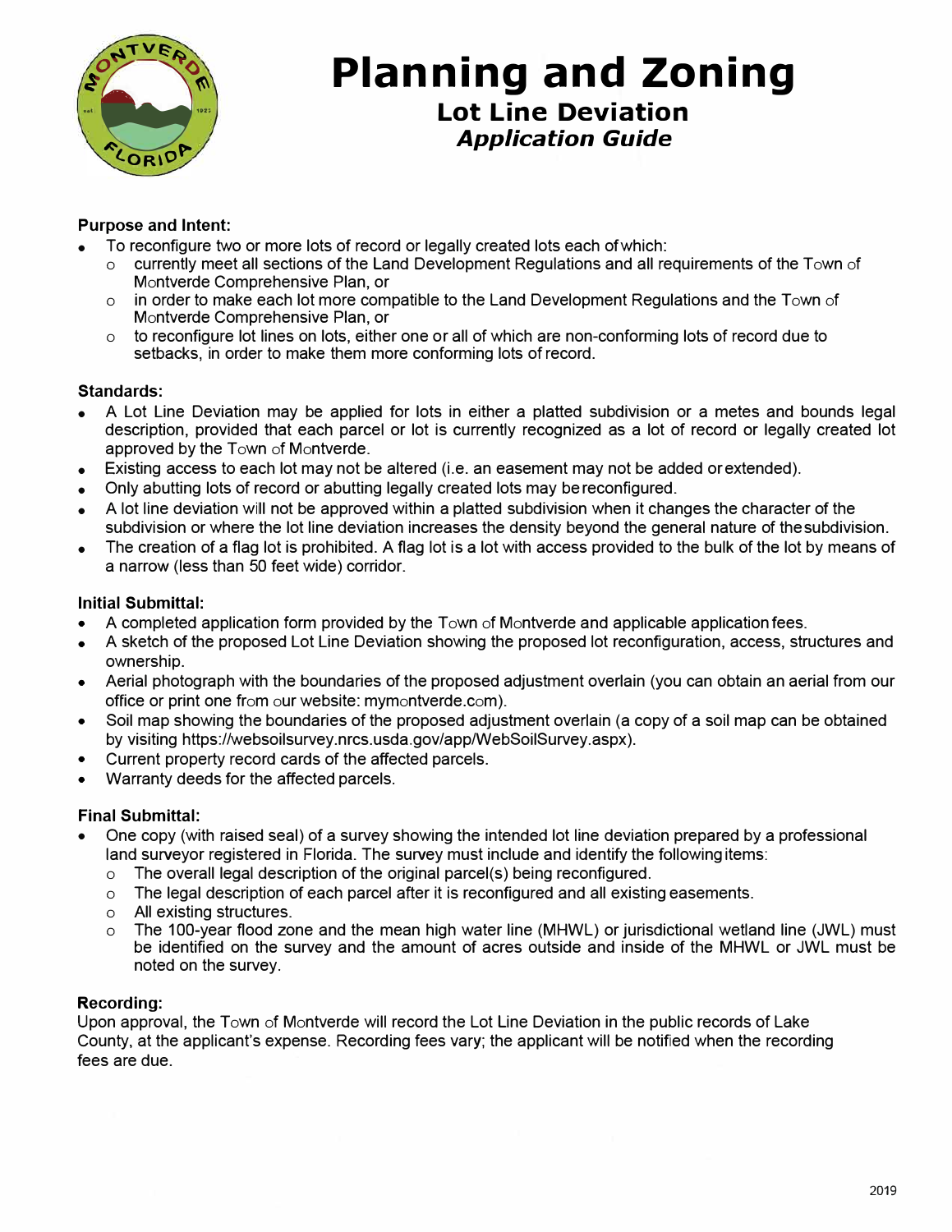# Planning and Zoning

## Lot Line Deviation

### *Application Guide*

**Purpose and Intent:**

- To reconfigure two or more lots of record or legally created lots each of which:
  - currently meet all sections of the Land Development Regulations and all requirements of the Town of Montverde Comprehensive Plan, or
  - in order to make each lot more compatible to the Land Development Regulations and the Town of Montverde Comprehensive Plan, or
  - to reconfigure lot lines on lots, either one or all of which are non-conforming lots of record due to setbacks, in order to make them more conforming lots of record.

**Standards:**

- A Lot Line Deviation may be applied for lots in either a platted subdivision or a metes and bounds legal description, provided that each parcel or lot is currently recognized as a lot of record or legally created lot approved by the Town of Montverde.
- Existing access to each lot may not be altered (i.e. an easement may not be added or extended).
- Only abutting lots of record or abutting legally created lots may be reconfigured.
- A lot line deviation will not be approved within a platted subdivision when it changes the character of the subdivision or where the lot line deviation increases the density beyond the general nature of the subdivision.
- The creation of a flag lot is prohibited. A flag lot is a lot with access provided to the bulk of the lot by means of a narrow (less than 50 feet wide) corridor.

**Initial Submittal:**

- A completed application form provided by the Town of Montverde and applicable application fees.
- A sketch of the proposed Lot Line Deviation showing the proposed lot reconfiguration, access, structures and ownership.
- Aerial photograph with the boundaries of the proposed adjustment overlain (you can obtain an aerial from our office or print one from our website: mymontverde.com).
- Soil map showing the boundaries of the proposed adjustment overlain (a copy of a soil map can be obtained by visiting https://websoilsurvey.nrcs.usda.gov/app/WebSoilSurvey.aspx).
- Current property record cards of the affected parcels.
- Warranty deeds for the affected parcels.

**Final Submittal:**

- One copy (with raised seal) of a survey showing the intended lot line deviation prepared by a professional land surveyor registered in Florida. The survey must include and identify the following items:
  - The overall legal description of the original parcel(s) being reconfigured.
  - The legal description of each parcel after it is reconfigured and all existing easements.
  - All existing structures.
  - The 100-year flood zone and the mean high water line (MHWL) or jurisdictional wetland line (JWL) must be identified on the survey and the amount of acres outside and inside of the MHWL or JWL must be noted on the survey.

**Recording:**

Upon approval, the Town of Montverde will record the Lot Line Deviation in the public records of Lake County, at the applicant's expense. Recording fees vary; the applicant will be notified when the recording fees are due.

2019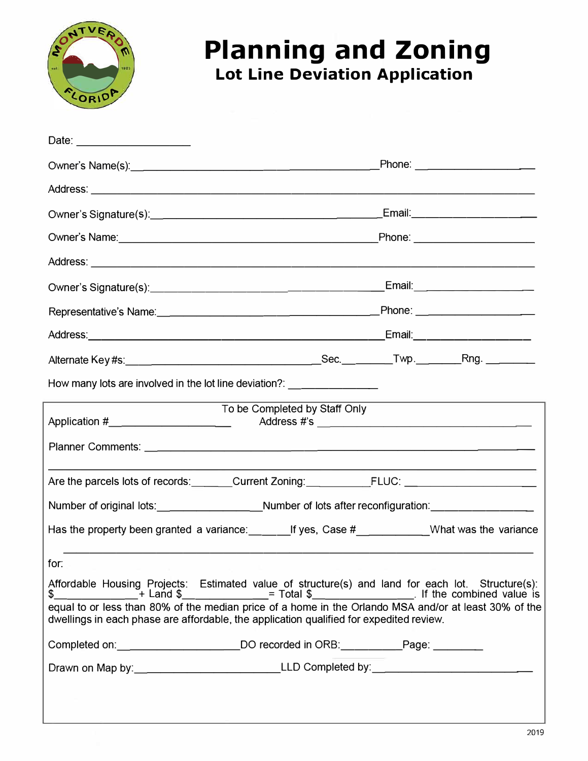# Planning and Zoning

## Lot Line Deviation Application

Date: ____________________

Owner's Name(s):_________________________________________ Phone: ____________________

Address: ______________________________________________________________________________

Owner's Signature(s):_____________________________________ Email:____________________

Owner's Name:____________________________________________ Phone: ____________________

Address: ______________________________________________________________________________

Owner's Signature(s):_____________________________________ Email:____________________

Representative's Name:___________________________________ Phone: ____________________

Address:_________________________________________________ Email:____________________

Alternate Key #s:________________________________ Sec.________ Twp.________ Rng. ________

How many lots are involved in the lot line deviation?: ______________

---

To be Completed by Staff Only

Application #____________________ Address #'s ______________________________________

Planner Comments: ____________________________________________________________________

______________________________________________________________________________________

Are the parcels lots of records:_______ Current Zoning:___________ FLUC: ________________

Number of original lots:________________ Number of lots after reconfiguration:________________

Has the property been granted a variance:_______ If yes, Case #___________ What was the variance for:

______________________________________________________________________________________

Affordable Housing Projects: Estimated value of structure(s) and land for each lot. Structure(s): $______________ + Land $______________ = Total $________________. If the combined value is equal to or less than 80% of the median price of a home in the Orlando MSA and/or at least 30% of the dwellings in each phase are affordable, the application qualified for expedited review.

Completed on:____________________ DO recorded in ORB:__________ Page: ________

Drawn on Map by:________________________ LLD Completed by:________________________

2019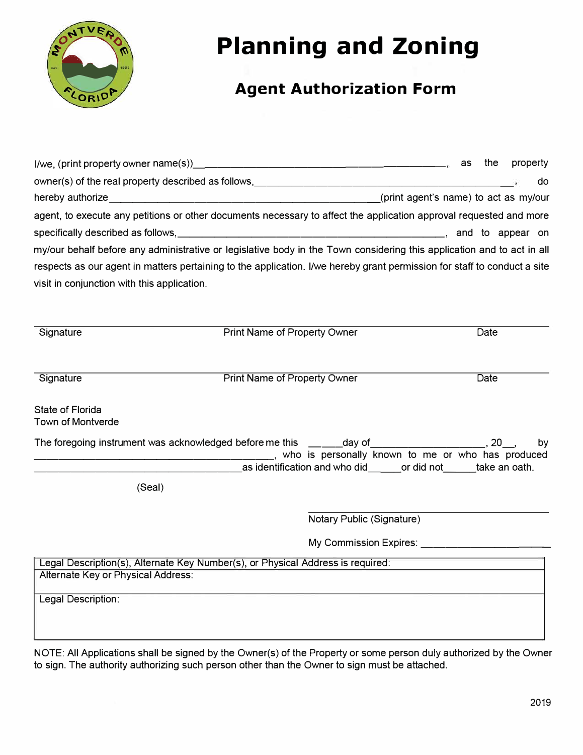# Planning and Zoning

## Agent Authorization Form

I/we, (print property owner name(s))________________________________________________, as the property owner(s) of the real property described as follows,_____________________________________________, do hereby authorize ______________________________________________(print agent's name) to act as my/our agent, to execute any petitions or other documents necessary to affect the application approval requested and more specifically described as follows,_____________________________________________, and to appear on my/our behalf before any administrative or legislative body in the Town considering this application and to act in all respects as our agent in matters pertaining to the application. I/we hereby grant permission for staff to conduct a site visit in conjunction with this application.

_______________________________________________________________________________

Signature Print Name of Property Owner Date

_______________________________________________________________________________

Signature Print Name of Property Owner Date

State of Florida
Town of Montverde

The foregoing instrument was acknowledged before me this ______day of____________________, 20__, by ___________________________________________, who is personally known to me or who has produced _____________________________________as identification and who did______or did not______take an oath.

(Seal)

_______________________________
Notary Public (Signature)

My Commission Expires: _________________________

| Legal Description(s), Alternate Key Number(s), or Physical Address is required: |
|---|
| Alternate Key or Physical Address: |
| Legal Description: |

NOTE: All Applications shall be signed by the Owner(s) of the Property or some person duly authorized by the Owner to sign. The authority authorizing such person other than the Owner to sign must be attached.

2019